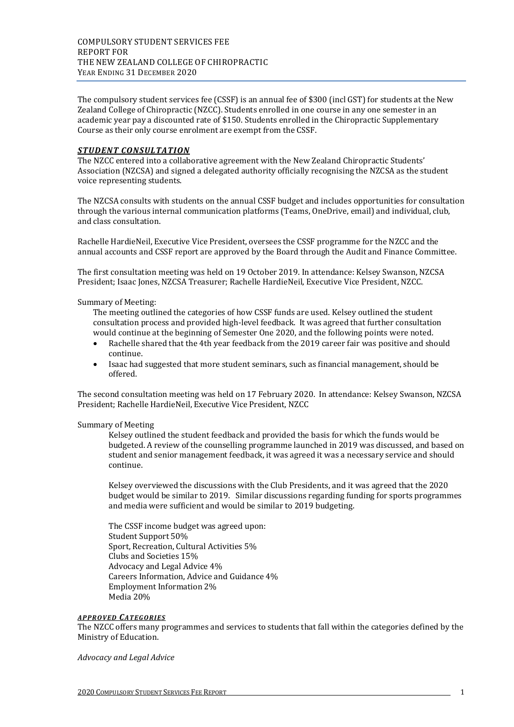# COMPULSORY STUDENT SERVICES FEE REPORT FOR THE NEW ZEALAND COLLEGE OF CHIROPRACTIC YEAR ENDING 31 DECEMBER 2020

The compulsory student services fee (CSSF) is an annual fee of $300 (incl GST) for students at the New Zealand College of Chiropractic (NZCC). Students enrolled in one course in any one semester in an academic year pay a discounted rate of $150. Students enrolled in the Chiropractic Supplementary Course as their only course enrolment are exempt from the CSSF.

## ***STUDENT CONSULTATION***

The NZCC entered into a collaborative agreement with the New Zealand Chiropractic Students' Association (NZCSA) and signed a delegated authority officially recognising the NZCSA as the student voice representing students.

The NZCSA consults with students on the annual CSSF budget and includes opportunities for consultation through the various internal communication platforms (Teams, OneDrive, email) and individual, club, and class consultation.

Rachelle HardieNeil, Executive Vice President, oversees the CSSF programme for the NZCC and the annual accounts and CSSF report are approved by the Board through the Audit and Finance Committee.

The first consultation meeting was held on 19 October 2019. In attendance: Kelsey Swanson, NZCSA President; Isaac Jones, NZCSA Treasurer; Rachelle HardieNeil, Executive Vice President, NZCC.

Summary of Meeting:

The meeting outlined the categories of how CSSF funds are used. Kelsey outlined the student consultation process and provided high-level feedback. It was agreed that further consultation would continue at the beginning of Semester One 2020, and the following points were noted.

- Rachelle shared that the 4th year feedback from the 2019 career fair was positive and should continue.
- Isaac had suggested that more student seminars, such as financial management, should be offered.

The second consultation meeting was held on 17 February 2020. In attendance: Kelsey Swanson, NZCSA President; Rachelle HardieNeil, Executive Vice President, NZCC

Summary of Meeting

Kelsey outlined the student feedback and provided the basis for which the funds would be budgeted. A review of the counselling programme launched in 2019 was discussed, and based on student and senior management feedback, it was agreed it was a necessary service and should continue.

Kelsey overviewed the discussions with the Club Presidents, and it was agreed that the 2020 budget would be similar to 2019. Similar discussions regarding funding for sports programmes and media were sufficient and would be similar to 2019 budgeting.

The CSSF income budget was agreed upon:
Student Support 50%
Sport, Recreation, Cultural Activities 5%
Clubs and Societies 15%
Advocacy and Legal Advice 4%
Careers Information, Advice and Guidance 4%
Employment Information 2%
Media 20%

### ***APPROVED CATEGORIES***

The NZCC offers many programmes and services to students that fall within the categories defined by the Ministry of Education.

*Advocacy and Legal Advice*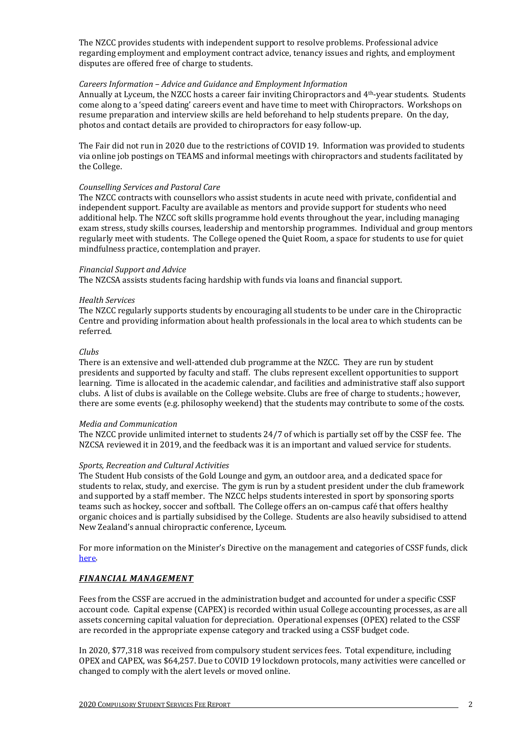The NZCC provides students with independent support to resolve problems. Professional advice regarding employment and employment contract advice, tenancy issues and rights, and employment disputes are offered free of charge to students.

*Careers Information – Advice and Guidance and Employment Information*

Annually at Lyceum, the NZCC hosts a career fair inviting Chiropractors and 4th-year students. Students come along to a 'speed dating' careers event and have time to meet with Chiropractors. Workshops on resume preparation and interview skills are held beforehand to help students prepare. On the day, photos and contact details are provided to chiropractors for easy follow-up.

The Fair did not run in 2020 due to the restrictions of COVID 19. Information was provided to students via online job postings on TEAMS and informal meetings with chiropractors and students facilitated by the College.

*Counselling Services and Pastoral Care*

The NZCC contracts with counsellors who assist students in acute need with private, confidential and independent support. Faculty are available as mentors and provide support for students who need additional help. The NZCC soft skills programme hold events throughout the year, including managing exam stress, study skills courses, leadership and mentorship programmes. Individual and group mentors regularly meet with students. The College opened the Quiet Room, a space for students to use for quiet mindfulness practice, contemplation and prayer.

*Financial Support and Advice*

The NZCSA assists students facing hardship with funds via loans and financial support.

*Health Services*

The NZCC regularly supports students by encouraging all students to be under care in the Chiropractic Centre and providing information about health professionals in the local area to which students can be referred.

*Clubs*

There is an extensive and well-attended club programme at the NZCC. They are run by student presidents and supported by faculty and staff. The clubs represent excellent opportunities to support learning. Time is allocated in the academic calendar, and facilities and administrative staff also support clubs. A list of clubs is available on the College website. Clubs are free of charge to students.; however, there are some events (e.g. philosophy weekend) that the students may contribute to some of the costs.

*Media and Communication*

The NZCC provide unlimited internet to students 24/7 of which is partially set off by the CSSF fee. The NZCSA reviewed it in 2019, and the feedback was it is an important and valued service for students.

*Sports, Recreation and Cultural Activities*

The Student Hub consists of the Gold Lounge and gym, an outdoor area, and a dedicated space for students to relax, study, and exercise. The gym is run by a student president under the club framework and supported by a staff member. The NZCC helps students interested in sport by sponsoring sports teams such as hockey, soccer and softball. The College offers an on-campus café that offers healthy organic choices and is partially subsidised by the College. Students are also heavily subsidised to attend New Zealand's annual chiropractic conference, Lyceum.

For more information on the Minister's Directive on the management and categories of CSSF funds, click here.

## ***FINANCIAL MANAGEMENT***

Fees from the CSSF are accrued in the administration budget and accounted for under a specific CSSF account code. Capital expense (CAPEX) is recorded within usual College accounting processes, as are all assets concerning capital valuation for depreciation. Operational expenses (OPEX) related to the CSSF are recorded in the appropriate expense category and tracked using a CSSF budget code.

In 2020, $77,318 was received from compulsory student services fees. Total expenditure, including OPEX and CAPEX, was $64,257. Due to COVID 19 lockdown protocols, many activities were cancelled or changed to comply with the alert levels or moved online.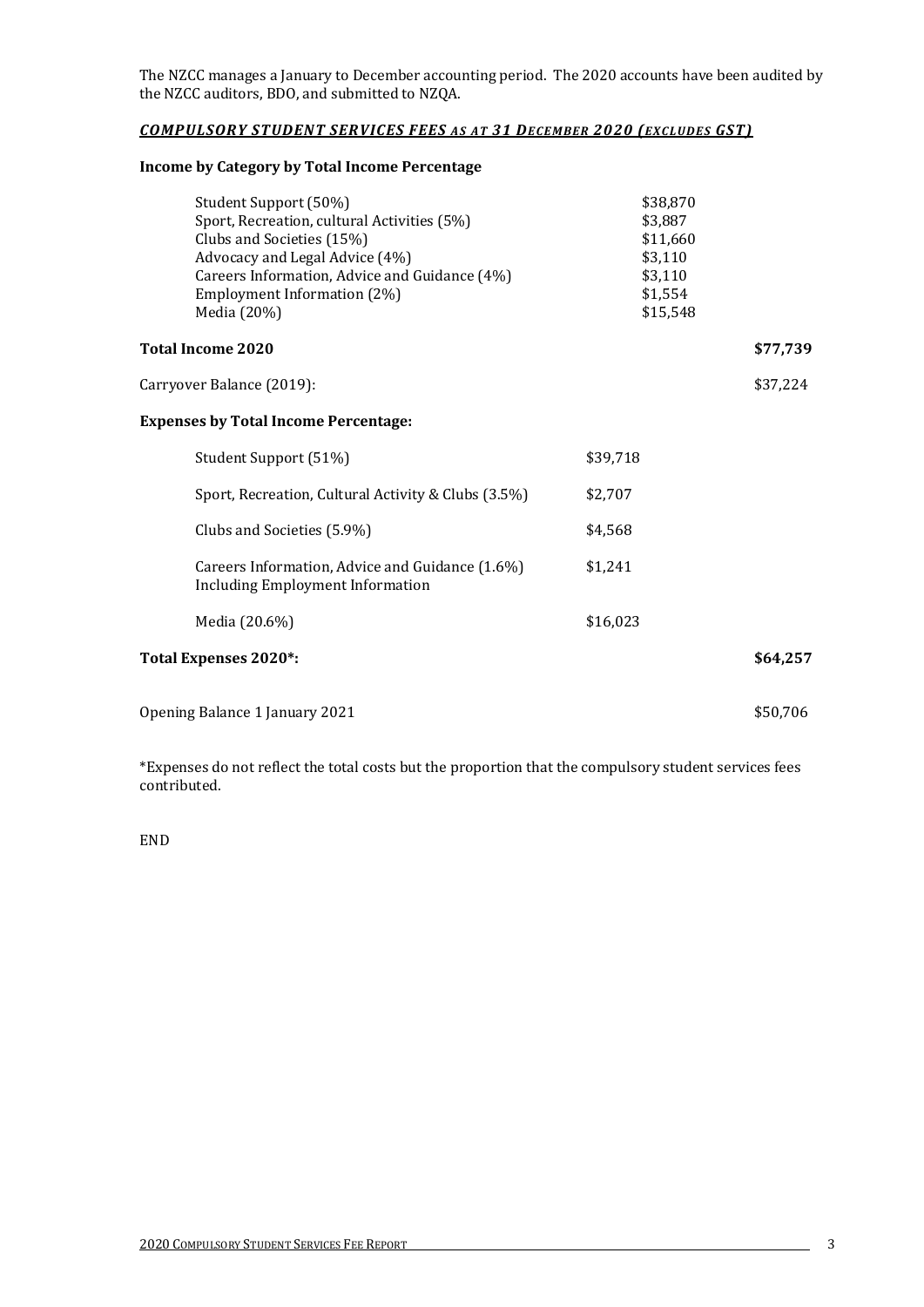The NZCC manages a January to December accounting period. The 2020 accounts have been audited by the NZCC auditors, BDO, and submitted to NZQA.

***COMPULSORY STUDENT SERVICES FEES AS AT 31 DECEMBER 2020 (EXCLUDES GST)***

**Income by Category by Total Income Percentage**

| | | |
|---|---|---|
| Student Support (50%) | $38,870 | |
| Sport, Recreation, cultural Activities (5%) | $3,887 | |
| Clubs and Societies (15%) | $11,660 | |
| Advocacy and Legal Advice (4%) | $3,110 | |
| Careers Information, Advice and Guidance (4%) | $3,110 | |
| Employment Information (2%) | $1,554 | |
| Media (20%) | $15,548 | |
| **Total Income 2020** | | **$77,739** |
| Carryover Balance (2019): | | $37,224 |

**Expenses by Total Income Percentage:**

| | | |
|---|---|---|
| Student Support (51%) | $39,718 | |
| Sport, Recreation, Cultural Activity & Clubs (3.5%) | $2,707 | |
| Clubs and Societies (5.9%) | $4,568 | |
| Careers Information, Advice and Guidance (1.6%) Including Employment Information | $1,241 | |
| Media (20.6%) | $16,023 | |
| **Total Expenses 2020*:** | | **$64,257** |
| Opening Balance 1 January 2021 | | $50,706 |

*Expenses do not reflect the total costs but the proportion that the compulsory student services fees contributed.

END